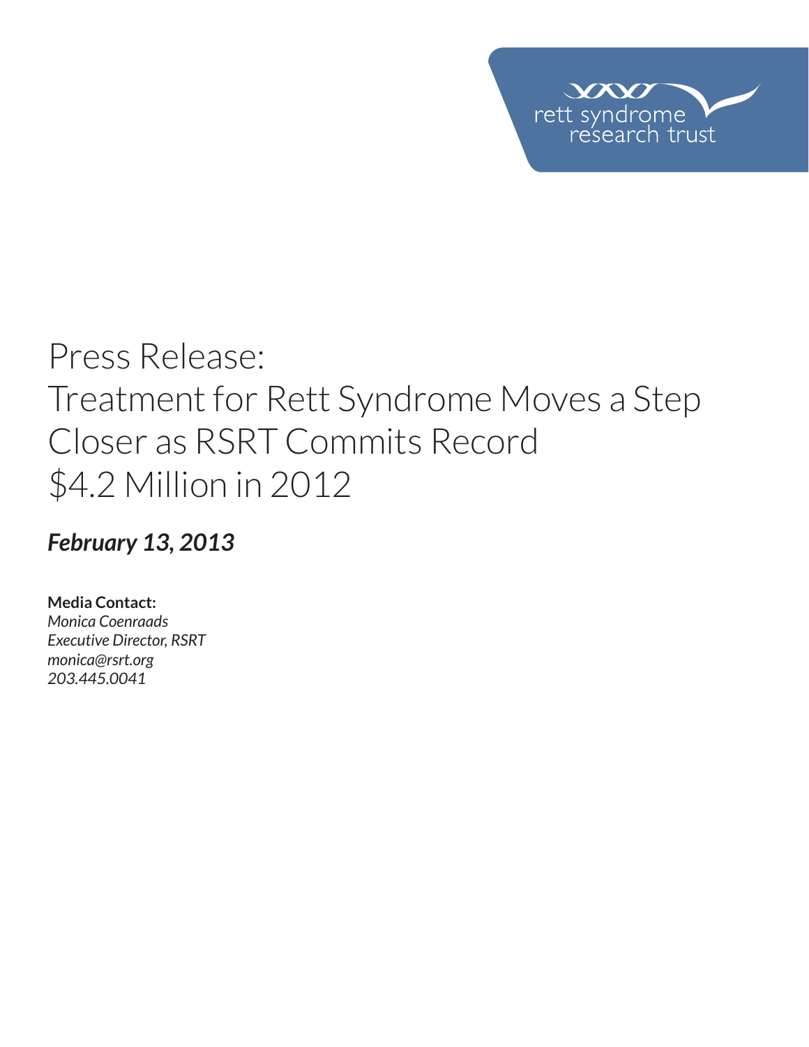rett syndrome research trust

# Press Release: Treatment for Rett Syndrome Moves a Step Closer as RSRT Commits Record $4.2 Million in 2012

***February 13, 2013***

**Media Contact:**
*Monica Coenraads*
*Executive Director, RSRT*
*monica@rsrt.org*
*203.445.0041*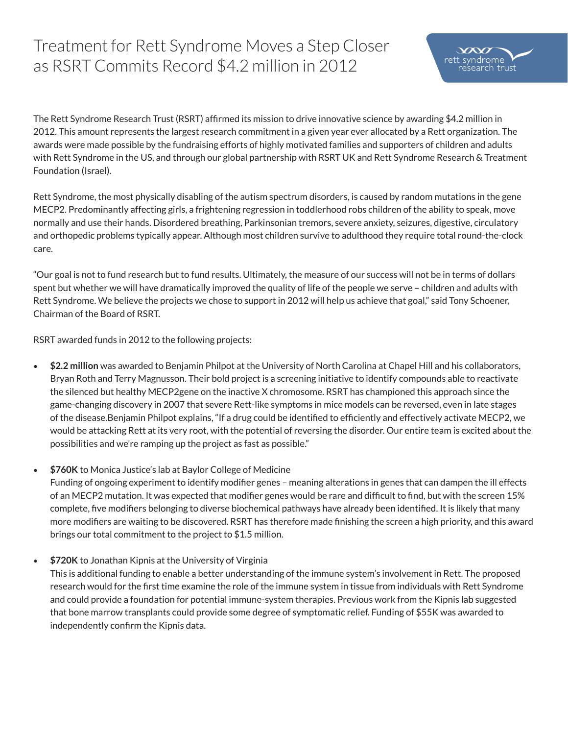# Treatment for Rett Syndrome Moves a Step Closer as RSRT Commits Record $4.2 million in 2012

The Rett Syndrome Research Trust (RSRT) affirmed its mission to drive innovative science by awarding $4.2 million in 2012. This amount represents the largest research commitment in a given year ever allocated by a Rett organization. The awards were made possible by the fundraising efforts of highly motivated families and supporters of children and adults with Rett Syndrome in the US, and through our global partnership with RSRT UK and Rett Syndrome Research & Treatment Foundation (Israel).

Rett Syndrome, the most physically disabling of the autism spectrum disorders, is caused by random mutations in the gene MECP2. Predominantly affecting girls, a frightening regression in toddlerhood robs children of the ability to speak, move normally and use their hands. Disordered breathing, Parkinsonian tremors, severe anxiety, seizures, digestive, circulatory and orthopedic problems typically appear. Although most children survive to adulthood they require total round-the-clock care.

"Our goal is not to fund research but to fund results. Ultimately, the measure of our success will not be in terms of dollars spent but whether we will have dramatically improved the quality of life of the people we serve – children and adults with Rett Syndrome. We believe the projects we chose to support in 2012 will help us achieve that goal," said Tony Schoener, Chairman of the Board of RSRT.

RSRT awarded funds in 2012 to the following projects:

- **$2.2 million** was awarded to Benjamin Philpot at the University of North Carolina at Chapel Hill and his collaborators, Bryan Roth and Terry Magnusson. Their bold project is a screening initiative to identify compounds able to reactivate the silenced but healthy MECP2gene on the inactive X chromosome. RSRT has championed this approach since the game-changing discovery in 2007 that severe Rett-like symptoms in mice models can be reversed, even in late stages of the disease.Benjamin Philpot explains, "If a drug could be identified to efficiently and effectively activate MECP2, we would be attacking Rett at its very root, with the potential of reversing the disorder. Our entire team is excited about the possibilities and we're ramping up the project as fast as possible."

- **$760K** to Monica Justice's lab at Baylor College of Medicine
  Funding of ongoing experiment to identify modifier genes – meaning alterations in genes that can dampen the ill effects of an MECP2 mutation. It was expected that modifier genes would be rare and difficult to find, but with the screen 15% complete, five modifiers belonging to diverse biochemical pathways have already been identified. It is likely that many more modifiers are waiting to be discovered. RSRT has therefore made finishing the screen a high priority, and this award brings our total commitment to the project to $1.5 million.

- **$720K** to Jonathan Kipnis at the University of Virginia
  This is additional funding to enable a better understanding of the immune system's involvement in Rett. The proposed research would for the first time examine the role of the immune system in tissue from individuals with Rett Syndrome and could provide a foundation for potential immune-system therapies. Previous work from the Kipnis lab suggested that bone marrow transplants could provide some degree of symptomatic relief. Funding of $55K was awarded to independently confirm the Kipnis data.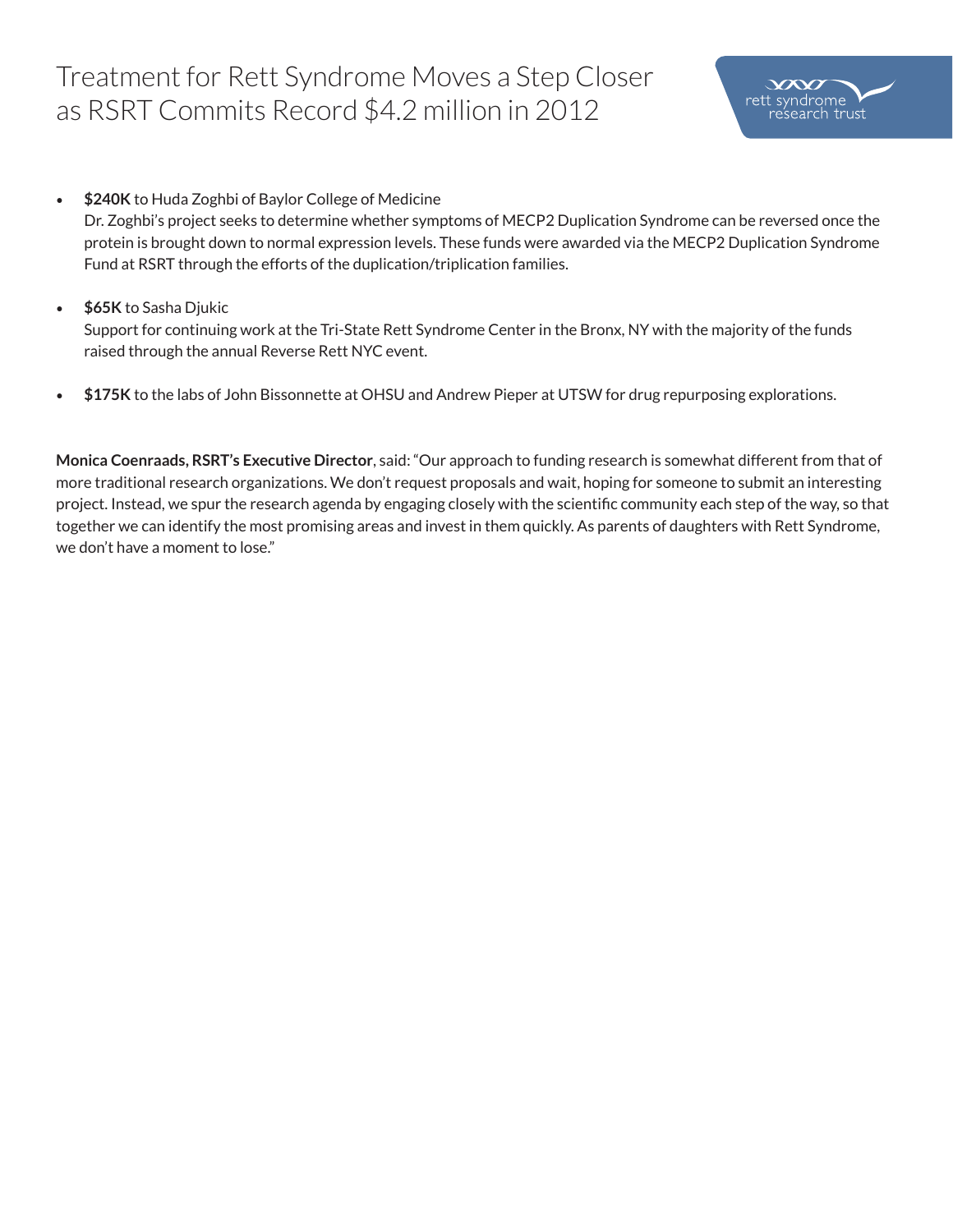# Treatment for Rett Syndrome Moves a Step Closer as RSRT Commits Record $4.2 million in 2012

- **$240K** to Huda Zoghbi of Baylor College of Medicine
  Dr. Zoghbi's project seeks to determine whether symptoms of MECP2 Duplication Syndrome can be reversed once the protein is brought down to normal expression levels. These funds were awarded via the MECP2 Duplication Syndrome Fund at RSRT through the efforts of the duplication/triplication families.

- **$65K** to Sasha Djukic
  Support for continuing work at the Tri-State Rett Syndrome Center in the Bronx, NY with the majority of the funds raised through the annual Reverse Rett NYC event.

- **$175K** to the labs of John Bissonnette at OHSU and Andrew Pieper at UTSW for drug repurposing explorations.

**Monica Coenraads, RSRT's Executive Director**, said: "Our approach to funding research is somewhat different from that of more traditional research organizations. We don't request proposals and wait, hoping for someone to submit an interesting project. Instead, we spur the research agenda by engaging closely with the scientific community each step of the way, so that together we can identify the most promising areas and invest in them quickly. As parents of daughters with Rett Syndrome, we don't have a moment to lose."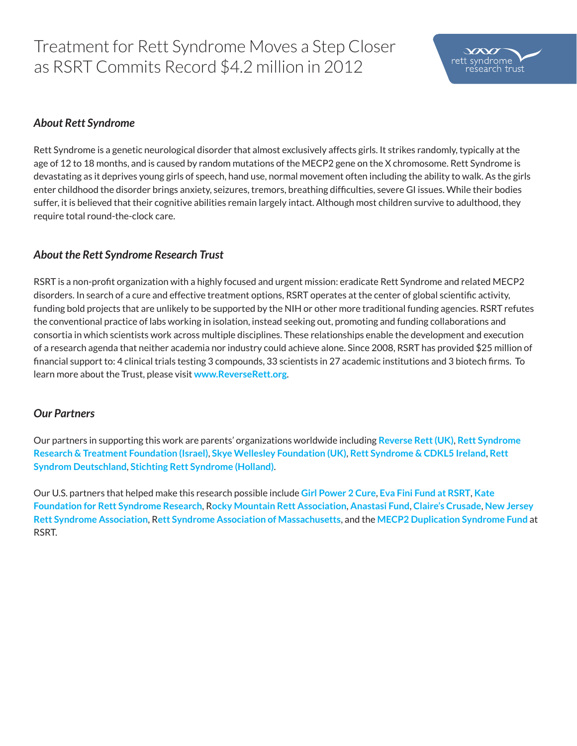# Treatment for Rett Syndrome Moves a Step Closer as RSRT Commits Record $4.2 million in 2012

### *About Rett Syndrome*

Rett Syndrome is a genetic neurological disorder that almost exclusively affects girls. It strikes randomly, typically at the age of 12 to 18 months, and is caused by random mutations of the MECP2 gene on the X chromosome. Rett Syndrome is devastating as it deprives young girls of speech, hand use, normal movement often including the ability to walk. As the girls enter childhood the disorder brings anxiety, seizures, tremors, breathing difficulties, severe GI issues. While their bodies suffer, it is believed that their cognitive abilities remain largely intact. Although most children survive to adulthood, they require total round-the-clock care.

### *About the Rett Syndrome Research Trust*

RSRT is a non-profit organization with a highly focused and urgent mission: eradicate Rett Syndrome and related MECP2 disorders. In search of a cure and effective treatment options, RSRT operates at the center of global scientific activity, funding bold projects that are unlikely to be supported by the NIH or other more traditional funding agencies. RSRT refutes the conventional practice of labs working in isolation, instead seeking out, promoting and funding collaborations and consortia in which scientists work across multiple disciplines. These relationships enable the development and execution of a research agenda that neither academia nor industry could achieve alone. Since 2008, RSRT has provided $25 million of financial support to: 4 clinical trials testing 3 compounds, 33 scientists in 27 academic institutions and 3 biotech firms. To learn more about the Trust, please visit **www.ReverseRett.org**.

### *Our Partners*

Our partners in supporting this work are parents' organizations worldwide including **Reverse Rett (UK)**, **Rett Syndrome Research & Treatment Foundation (Israel)**, **Skye Wellesley Foundation (UK)**, **Rett Syndrome & CDKL5 Ireland**, **Rett Syndrom Deutschland**, **Stichting Rett Syndrome (Holland)**.

Our U.S. partners that helped make this research possible include **Girl Power 2 Cure**, **Eva Fini Fund at RSRT**, **Kate Foundation for Rett Syndrome Research**, **Rocky Mountain Rett Association**, **Anastasi Fund**, **Claire's Crusade**, **New Jersey Rett Syndrome Association**, **Rett Syndrome Association of Massachusetts**, and the **MECP2 Duplication Syndrome Fund** at RSRT.